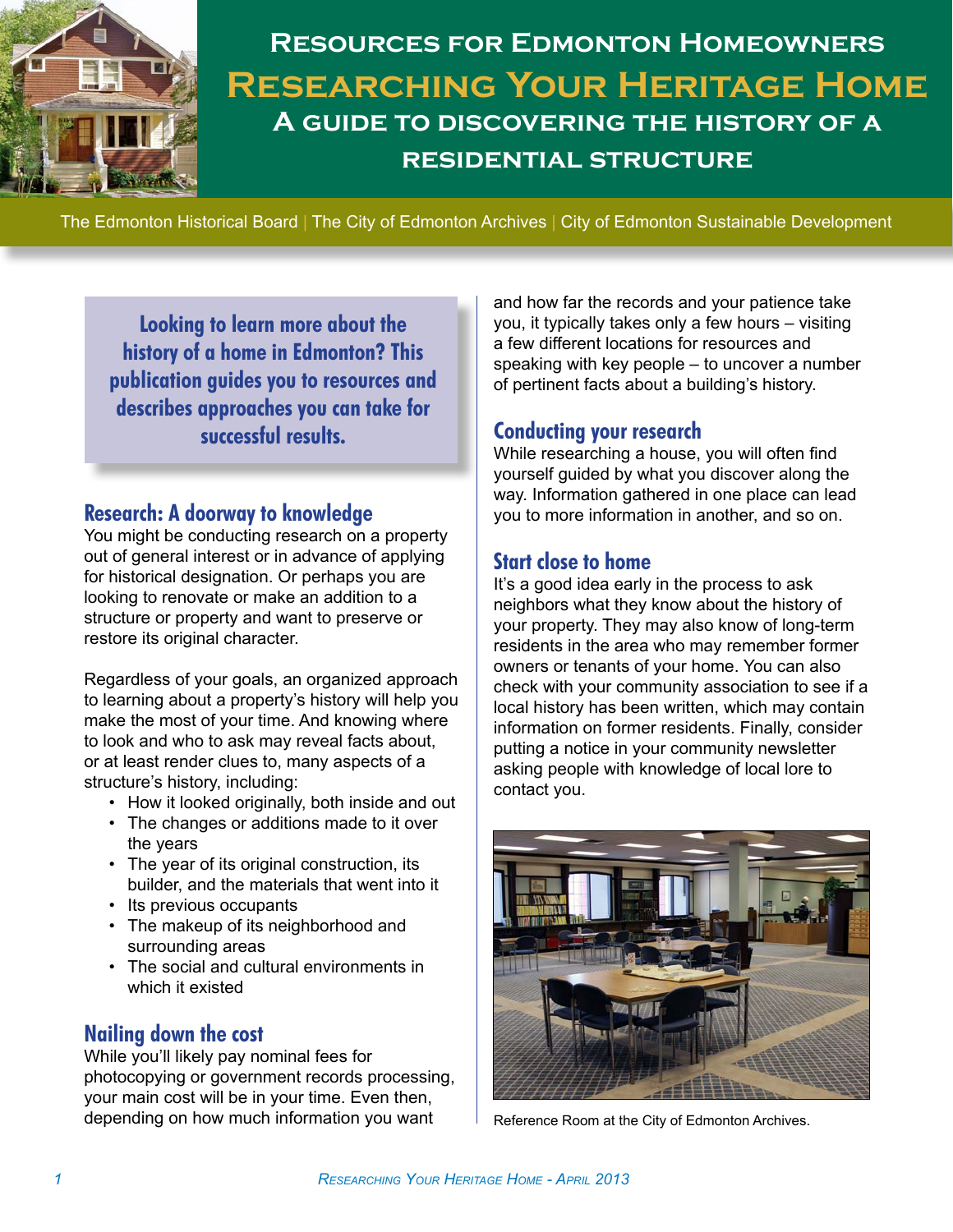# Resources for Edmonton Homeowners

# Researching Your Heritage Home

## A guide to discovering the history of a residential structure

The Edmonton Historical Board | The City of Edmonton Archives | City of Edmonton Sustainable Development

**Looking to learn more about the history of a home in Edmonton? This publication guides you to resources and describes approaches you can take for successful results.**

### Research: A doorway to knowledge

You might be conducting research on a property out of general interest or in advance of applying for historical designation. Or perhaps you are looking to renovate or make an addition to a structure or property and want to preserve or restore its original character.

Regardless of your goals, an organized approach to learning about a property's history will help you make the most of your time. And knowing where to look and who to ask may reveal facts about, or at least render clues to, many aspects of a structure's history, including:

- How it looked originally, both inside and out
- The changes or additions made to it over the years
- The year of its original construction, its builder, and the materials that went into it
- Its previous occupants
- The makeup of its neighborhood and surrounding areas
- The social and cultural environments in which it existed

### Nailing down the cost

While you'll likely pay nominal fees for photocopying or government records processing, your main cost will be in your time. Even then, depending on how much information you want and how far the records and your patience take you, it typically takes only a few hours – visiting a few different locations for resources and speaking with key people – to uncover a number of pertinent facts about a building's history.

### Conducting your research

While researching a house, you will often find yourself guided by what you discover along the way. Information gathered in one place can lead you to more information in another, and so on.

### Start close to home

It's a good idea early in the process to ask neighbors what they know about the history of your property. They may also know of long-term residents in the area who may remember former owners or tenants of your home. You can also check with your community association to see if a local history has been written, which may contain information on former residents. Finally, consider putting a notice in your community newsletter asking people with knowledge of local lore to contact you.

Reference Room at the City of Edmonton Archives.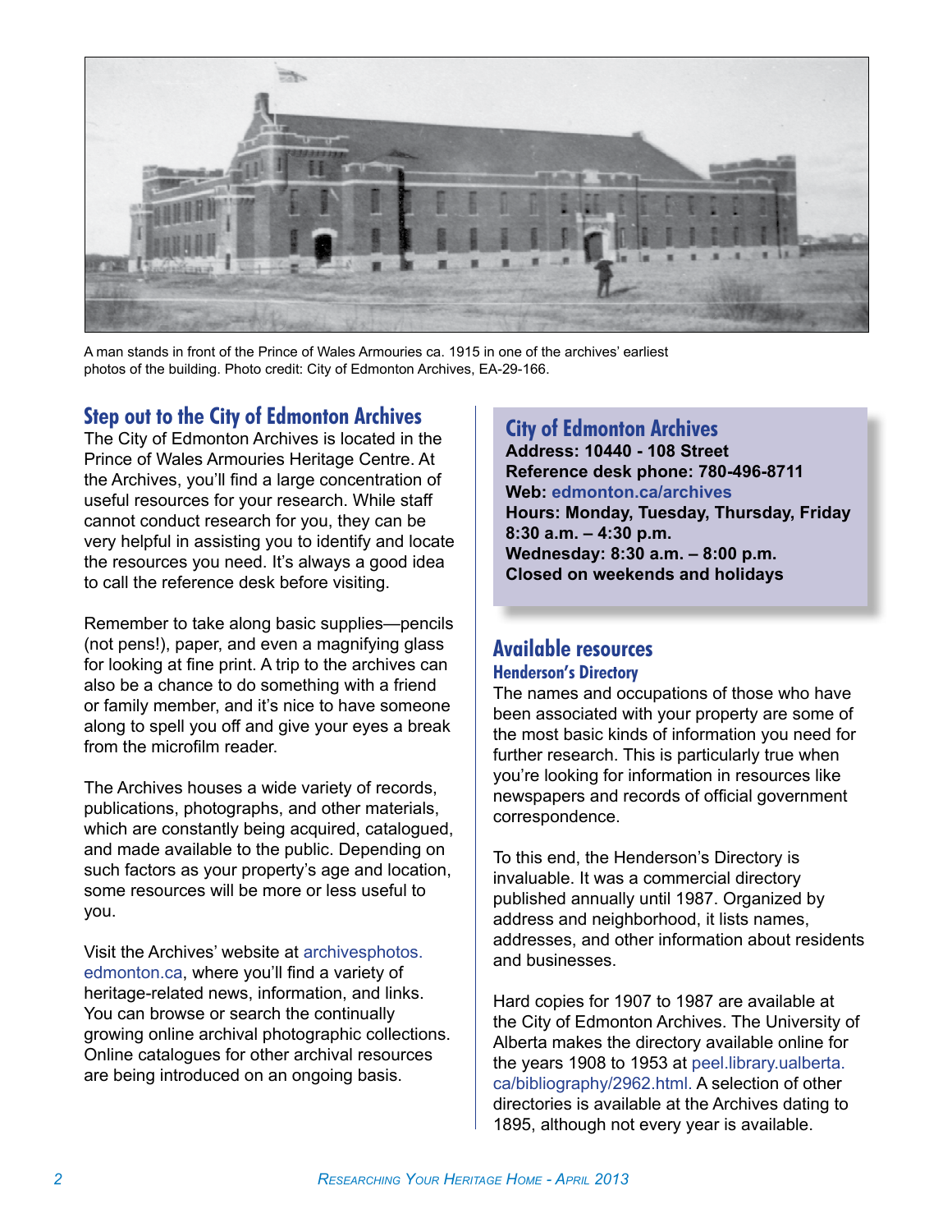A man stands in front of the Prince of Wales Armouries ca. 1915 in one of the archives' earliest photos of the building. Photo credit: City of Edmonton Archives, EA-29-166.

## Step out to the City of Edmonton Archives

The City of Edmonton Archives is located in the Prince of Wales Armouries Heritage Centre. At the Archives, you'll find a large concentration of useful resources for your research. While staff cannot conduct research for you, they can be very helpful in assisting you to identify and locate the resources you need. It's always a good idea to call the reference desk before visiting.

Remember to take along basic supplies—pencils (not pens!), paper, and even a magnifying glass for looking at fine print. A trip to the archives can also be a chance to do something with a friend or family member, and it's nice to have someone along to spell you off and give your eyes a break from the microfilm reader.

The Archives houses a wide variety of records, publications, photographs, and other materials, which are constantly being acquired, catalogued, and made available to the public. Depending on such factors as your property's age and location, some resources will be more or less useful to you.

Visit the Archives' website at archivesphotos.edmonton.ca, where you'll find a variety of heritage-related news, information, and links. You can browse or search the continually growing online archival photographic collections. Online catalogues for other archival resources are being introduced on an ongoing basis.

### City of Edmonton Archives

**Address: 10440 - 108 Street**
**Reference desk phone: 780-496-8711**
**Web: edmonton.ca/archives**
**Hours: Monday, Tuesday, Thursday, Friday 8:30 a.m. – 4:30 p.m.**
**Wednesday: 8:30 a.m. – 8:00 p.m.**
**Closed on weekends and holidays**

## Available resources

### Henderson's Directory

The names and occupations of those who have been associated with your property are some of the most basic kinds of information you need for further research. This is particularly true when you're looking for information in resources like newspapers and records of official government correspondence.

To this end, the Henderson's Directory is invaluable. It was a commercial directory published annually until 1987. Organized by address and neighborhood, it lists names, addresses, and other information about residents and businesses.

Hard copies for 1907 to 1987 are available at the City of Edmonton Archives. The University of Alberta makes the directory available online for the years 1908 to 1953 at peel.library.ualberta.ca/bibliography/2962.html. A selection of other directories is available at the Archives dating to 1895, although not every year is available.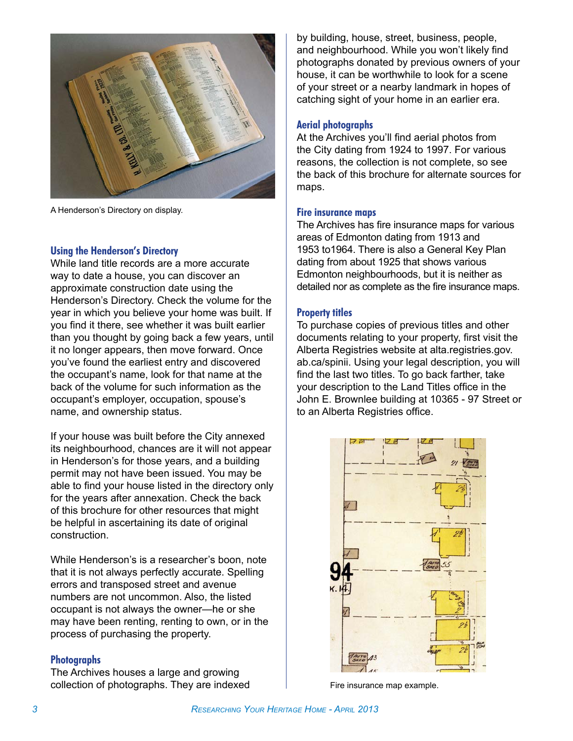A Henderson's Directory on display.

### Using the Henderson's Directory

While land title records are a more accurate way to date a house, you can discover an approximate construction date using the Henderson's Directory. Check the volume for the year in which you believe your home was built. If you find it there, see whether it was built earlier than you thought by going back a few years, until it no longer appears, then move forward. Once you've found the earliest entry and discovered the occupant's name, look for that name at the back of the volume for such information as the occupant's employer, occupation, spouse's name, and ownership status.

If your house was built before the City annexed its neighbourhood, chances are it will not appear in Henderson's for those years, and a building permit may not have been issued. You may be able to find your house listed in the directory only for the years after annexation. Check the back of this brochure for other resources that might be helpful in ascertaining its date of original construction.

While Henderson's is a researcher's boon, note that it is not always perfectly accurate. Spelling errors and transposed street and avenue numbers are not uncommon. Also, the listed occupant is not always the owner—he or she may have been renting, renting to own, or in the process of purchasing the property.

### Photographs

The Archives houses a large and growing collection of photographs. They are indexed by building, house, street, business, people, and neighbourhood. While you won't likely find photographs donated by previous owners of your house, it can be worthwhile to look for a scene of your street or a nearby landmark in hopes of catching sight of your home in an earlier era.

### Aerial photographs

At the Archives you'll find aerial photos from the City dating from 1924 to 1997. For various reasons, the collection is not complete, so see the back of this brochure for alternate sources for maps.

### Fire insurance maps

The Archives has fire insurance maps for various areas of Edmonton dating from 1913 and 1953 to1964. There is also a General Key Plan dating from about 1925 that shows various Edmonton neighbourhoods, but it is neither as detailed nor as complete as the fire insurance maps.

### Property titles

To purchase copies of previous titles and other documents relating to your property, first visit the Alberta Registries website at alta.registries.gov.ab.ca/spinii. Using your legal description, you will find the last two titles. To go back farther, take your description to the Land Titles office in the John E. Brownlee building at 10365 - 97 Street or to an Alberta Registries office.

Fire insurance map example.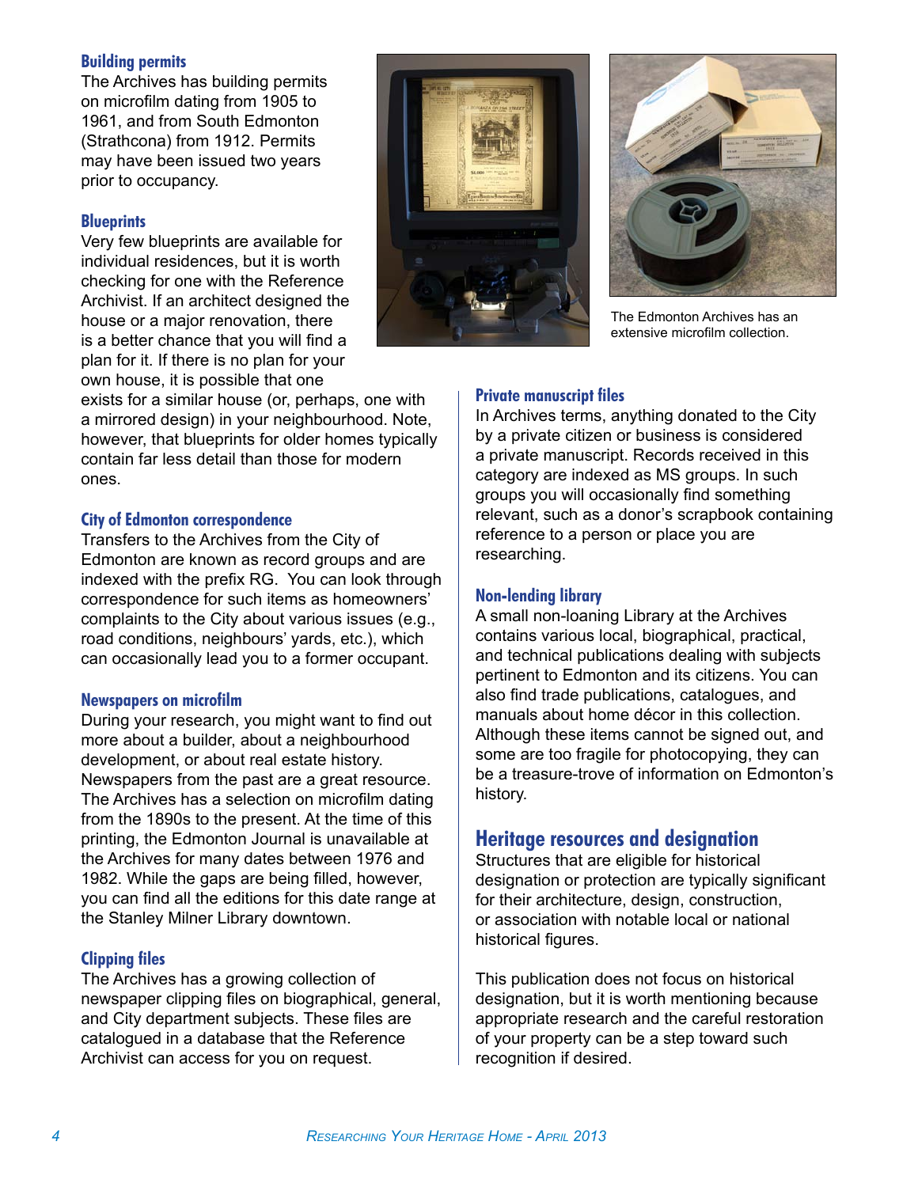### Building permits

The Archives has building permits on microfilm dating from 1905 to 1961, and from South Edmonton (Strathcona) from 1912. Permits may have been issued two years prior to occupancy.

### Blueprints

Very few blueprints are available for individual residences, but it is worth checking for one with the Reference Archivist. If an architect designed the house or a major renovation, there is a better chance that you will find a plan for it. If there is no plan for your own house, it is possible that one exists for a similar house (or, perhaps, one with a mirrored design) in your neighbourhood. Note, however, that blueprints for older homes typically contain far less detail than those for modern ones.

### City of Edmonton correspondence

Transfers to the Archives from the City of Edmonton are known as record groups and are indexed with the prefix RG. You can look through correspondence for such items as homeowners' complaints to the City about various issues (e.g., road conditions, neighbours' yards, etc.), which can occasionally lead you to a former occupant.

### Newspapers on microfilm

During your research, you might want to find out more about a builder, about a neighbourhood development, or about real estate history. Newspapers from the past are a great resource. The Archives has a selection on microfilm dating from the 1890s to the present. At the time of this printing, the Edmonton Journal is unavailable at the Archives for many dates between 1976 and 1982. While the gaps are being filled, however, you can find all the editions for this date range at the Stanley Milner Library downtown.

### Clipping files

The Archives has a growing collection of newspaper clipping files on biographical, general, and City department subjects. These files are catalogued in a database that the Reference Archivist can access for you on request.

The Edmonton Archives has an extensive microfilm collection.

### Private manuscript files

In Archives terms, anything donated to the City by a private citizen or business is considered a private manuscript. Records received in this category are indexed as MS groups. In such groups you will occasionally find something relevant, such as a donor's scrapbook containing reference to a person or place you are researching.

### Non-lending library

A small non-loaning Library at the Archives contains various local, biographical, practical, and technical publications dealing with subjects pertinent to Edmonton and its citizens. You can also find trade publications, catalogues, and manuals about home décor in this collection. Although these items cannot be signed out, and some are too fragile for photocopying, they can be a treasure-trove of information on Edmonton's history.

## Heritage resources and designation

Structures that are eligible for historical designation or protection are typically significant for their architecture, design, construction, or association with notable local or national historical figures.

This publication does not focus on historical designation, but it is worth mentioning because appropriate research and the careful restoration of your property can be a step toward such recognition if desired.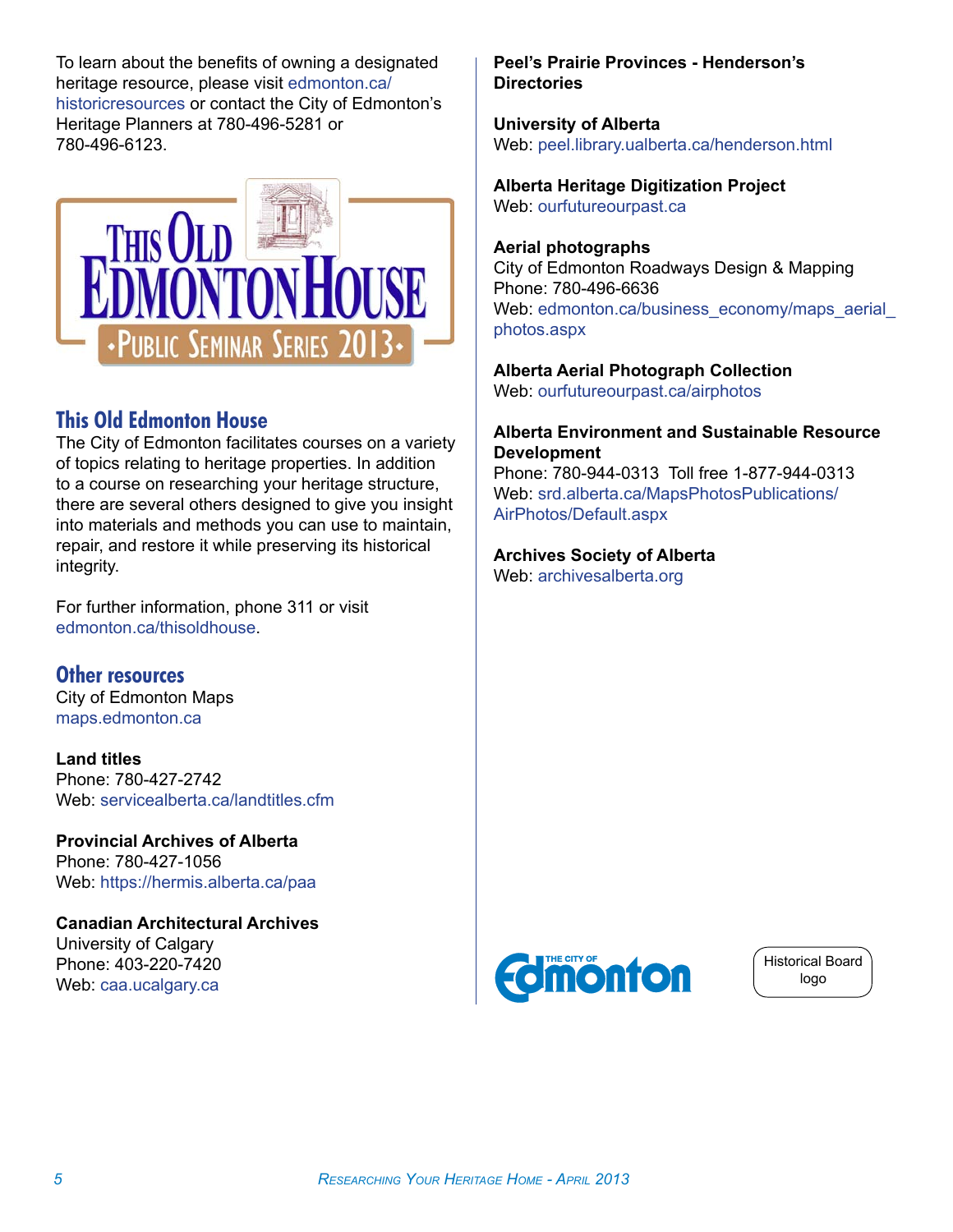To learn about the benefits of owning a designated heritage resource, please visit edmonton.ca/historicresources or contact the City of Edmonton's Heritage Planners at 780-496-5281 or 780-496-6123.

THIS OLD EDMONTON HOUSE
•PUBLIC SEMINAR SERIES 2013•

## This Old Edmonton House

The City of Edmonton facilitates courses on a variety of topics relating to heritage properties. In addition to a course on researching your heritage structure, there are several others designed to give you insight into materials and methods you can use to maintain, repair, and restore it while preserving its historical integrity.

For further information, phone 311 or visit edmonton.ca/thisoldhouse.

## Other resources

City of Edmonton Maps
maps.edmonton.ca

**Land titles**
Phone: 780-427-2742
Web: servicealberta.ca/landtitles.cfm

**Provincial Archives of Alberta**
Phone: 780-427-1056
Web: https://hermis.alberta.ca/paa

**Canadian Architectural Archives**
University of Calgary
Phone: 403-220-7420
Web: caa.ucalgary.ca

**Peel's Prairie Provinces - Henderson's Directories**

**University of Alberta**
Web: peel.library.ualberta.ca/henderson.html

**Alberta Heritage Digitization Project**
Web: ourfutureourpast.ca

**Aerial photographs**
City of Edmonton Roadways Design & Mapping
Phone: 780-496-6636
Web: edmonton.ca/business_economy/maps_aerial_photos.aspx

**Alberta Aerial Photograph Collection**
Web: ourfutureourpast.ca/airphotos

**Alberta Environment and Sustainable Resource Development**
Phone: 780-944-0313 Toll free 1-877-944-0313
Web: srd.alberta.ca/MapsPhotosPublications/AirPhotos/Default.aspx

**Archives Society of Alberta**
Web: archivesalberta.org

THE CITY OF Edmonton

Historical Board logo